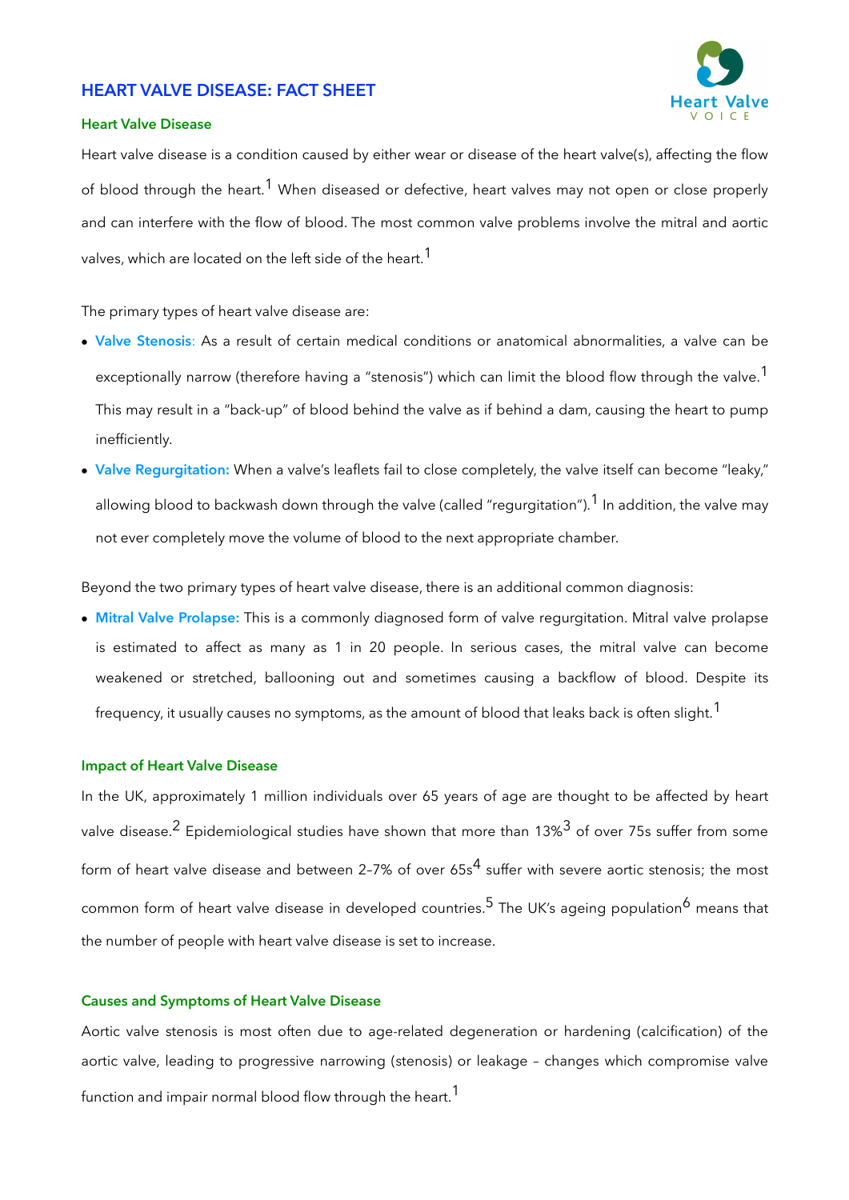# HEART VALVE DISEASE: FACT SHEET

## Heart Valve Disease

Heart valve disease is a condition caused by either wear or disease of the heart valve(s), affecting the flow of blood through the heart.[1] When diseased or defective, heart valves may not open or close properly and can interfere with the flow of blood. The most common valve problems involve the mitral and aortic valves, which are located on the left side of the heart.[1]

The primary types of heart valve disease are:

- **Valve Stenosis**: As a result of certain medical conditions or anatomical abnormalities, a valve can be exceptionally narrow (therefore having a "stenosis") which can limit the blood flow through the valve.[1] This may result in a "back-up" of blood behind the valve as if behind a dam, causing the heart to pump inefficiently.
- **Valve Regurgitation:** When a valve's leaflets fail to close completely, the valve itself can become "leaky," allowing blood to backwash down through the valve (called "regurgitation").[1] In addition, the valve may not ever completely move the volume of blood to the next appropriate chamber.

Beyond the two primary types of heart valve disease, there is an additional common diagnosis:

- **Mitral Valve Prolapse:** This is a commonly diagnosed form of valve regurgitation. Mitral valve prolapse is estimated to affect as many as 1 in 20 people. In serious cases, the mitral valve can become weakened or stretched, ballooning out and sometimes causing a backflow of blood. Despite its frequency, it usually causes no symptoms, as the amount of blood that leaks back is often slight.[1]

## Impact of Heart Valve Disease

In the UK, approximately 1 million individuals over 65 years of age are thought to be affected by heart valve disease.[2] Epidemiological studies have shown that more than 13%[3] of over 75s suffer from some form of heart valve disease and between 2–7% of over 65s[4] suffer with severe aortic stenosis; the most common form of heart valve disease in developed countries.[5] The UK's ageing population[6] means that the number of people with heart valve disease is set to increase.

## Causes and Symptoms of Heart Valve Disease

Aortic valve stenosis is most often due to age-related degeneration or hardening (calcification) of the aortic valve, leading to progressive narrowing (stenosis) or leakage – changes which compromise valve function and impair normal blood flow through the heart.[1]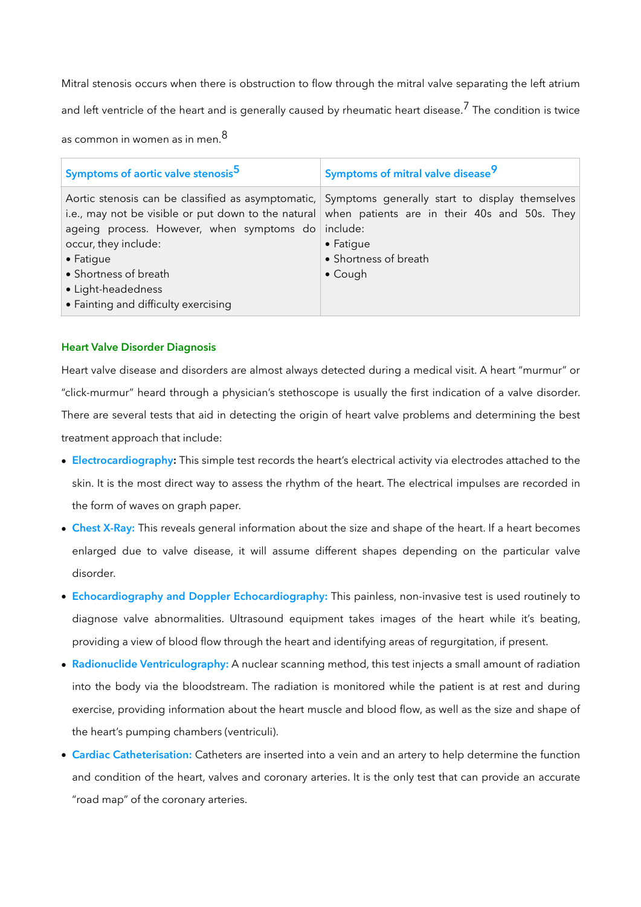Mitral stenosis occurs when there is obstruction to flow through the mitral valve separating the left atrium and left ventricle of the heart and is generally caused by rheumatic heart disease.[7] The condition is twice as common in women as in men.[8]

| Symptoms of aortic valve stenosis[5] | Symptoms of mitral valve disease[9] |
| --- | --- |
| Aortic stenosis can be classified as asymptomatic, i.e., may not be visible or put down to the natural ageing process. However, when symptoms do occur, they include:<br>• Fatigue<br>• Shortness of breath<br>• Light-headedness<br>• Fainting and difficulty exercising | Symptoms generally start to display themselves when patients are in their 40s and 50s. They include:<br>• Fatigue<br>• Shortness of breath<br>• Cough |

### Heart Valve Disorder Diagnosis

Heart valve disease and disorders are almost always detected during a medical visit. A heart "murmur" or "click-murmur" heard through a physician's stethoscope is usually the first indication of a valve disorder. There are several tests that aid in detecting the origin of heart valve problems and determining the best treatment approach that include:

- **Electrocardiography:** This simple test records the heart's electrical activity via electrodes attached to the skin. It is the most direct way to assess the rhythm of the heart. The electrical impulses are recorded in the form of waves on graph paper.
- **Chest X-Ray:** This reveals general information about the size and shape of the heart. If a heart becomes enlarged due to valve disease, it will assume different shapes depending on the particular valve disorder.
- **Echocardiography and Doppler Echocardiography:** This painless, non-invasive test is used routinely to diagnose valve abnormalities. Ultrasound equipment takes images of the heart while it's beating, providing a view of blood flow through the heart and identifying areas of regurgitation, if present.
- **Radionuclide Ventriculography:** A nuclear scanning method, this test injects a small amount of radiation into the body via the bloodstream. The radiation is monitored while the patient is at rest and during exercise, providing information about the heart muscle and blood flow, as well as the size and shape of the heart's pumping chambers (ventriculi).
- **Cardiac Catheterisation:** Catheters are inserted into a vein and an artery to help determine the function and condition of the heart, valves and coronary arteries. It is the only test that can provide an accurate "road map" of the coronary arteries.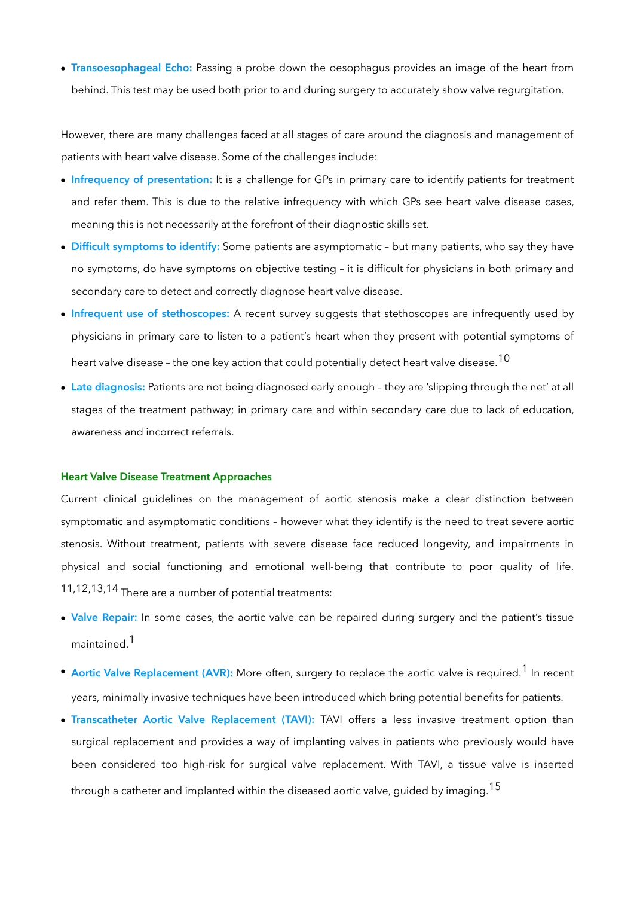- **Transoesophageal Echo:** Passing a probe down the oesophagus provides an image of the heart from behind. This test may be used both prior to and during surgery to accurately show valve regurgitation.

However, there are many challenges faced at all stages of care around the diagnosis and management of patients with heart valve disease. Some of the challenges include:

- **Infrequency of presentation:** It is a challenge for GPs in primary care to identify patients for treatment and refer them. This is due to the relative infrequency with which GPs see heart valve disease cases, meaning this is not necessarily at the forefront of their diagnostic skills set.
- **Difficult symptoms to identify:** Some patients are asymptomatic – but many patients, who say they have no symptoms, do have symptoms on objective testing – it is difficult for physicians in both primary and secondary care to detect and correctly diagnose heart valve disease.
- **Infrequent use of stethoscopes:** A recent survey suggests that stethoscopes are infrequently used by physicians in primary care to listen to a patient's heart when they present with potential symptoms of heart valve disease – the one key action that could potentially detect heart valve disease.[10]
- **Late diagnosis:** Patients are not being diagnosed early enough – they are 'slipping through the net' at all stages of the treatment pathway; in primary care and within secondary care due to lack of education, awareness and incorrect referrals.

## Heart Valve Disease Treatment Approaches

Current clinical guidelines on the management of aortic stenosis make a clear distinction between symptomatic and asymptomatic conditions – however what they identify is the need to treat severe aortic stenosis. Without treatment, patients with severe disease face reduced longevity, and impairments in physical and social functioning and emotional well-being that contribute to poor quality of life.[11,12,13,14] There are a number of potential treatments:

- **Valve Repair:** In some cases, the aortic valve can be repaired during surgery and the patient's tissue maintained.[1]
- **Aortic Valve Replacement (AVR):** More often, surgery to replace the aortic valve is required.[1] In recent years, minimally invasive techniques have been introduced which bring potential benefits for patients.
- **Transcatheter Aortic Valve Replacement (TAVI):** TAVI offers a less invasive treatment option than surgical replacement and provides a way of implanting valves in patients who previously would have been considered too high-risk for surgical valve replacement. With TAVI, a tissue valve is inserted through a catheter and implanted within the diseased aortic valve, guided by imaging.[15]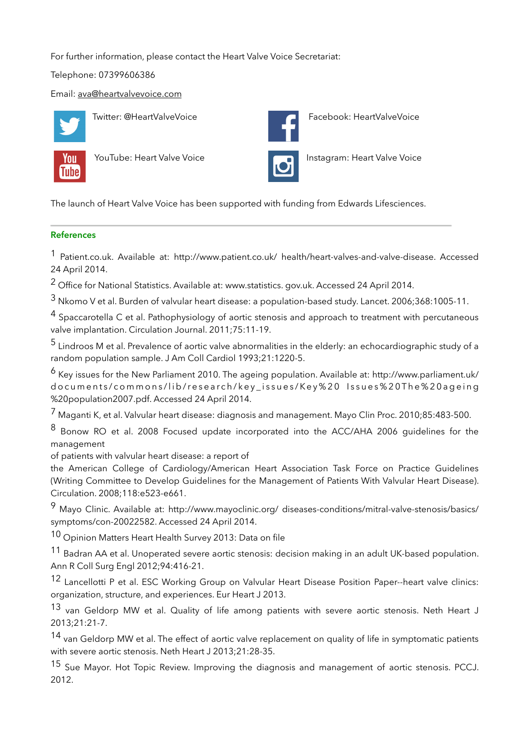For further information, please contact the Heart Valve Voice Secretariat:

Telephone: 07399606386

Email: ava@heartvalvevoice.com

Twitter: @HeartValveVoice

Facebook: HeartValveVoice

YouTube: Heart Valve Voice

Instagram: Heart Valve Voice

The launch of Heart Valve Voice has been supported with funding from Edwards Lifesciences.

---

## References

[1] Patient.co.uk. Available at: http://www.patient.co.uk/ health/heart-valves-and-valve-disease. Accessed 24 April 2014.

[2] Office for National Statistics. Available at: www.statistics. gov.uk. Accessed 24 April 2014.

[3] Nkomo V et al. Burden of valvular heart disease: a population-based study. Lancet. 2006;368:1005-11.

[4] Spaccarotella C et al. Pathophysiology of aortic stenosis and approach to treatment with percutaneous valve implantation. Circulation Journal. 2011;75:11-19.

[5] Lindroos M et al. Prevalence of aortic valve abnormalities in the elderly: an echocardiographic study of a random population sample. J Am Coll Cardiol 1993;21:1220-5.

[6] Key issues for the New Parliament 2010. The ageing population. Available at: http://www.parliament.uk/documents/commons/lib/research/key_issues/Key%20 Issues%20The%20ageing%20population2007.pdf. Accessed 24 April 2014.

[7] Maganti K, et al. Valvular heart disease: diagnosis and management. Mayo Clin Proc. 2010;85:483-500.

[8] Bonow RO et al. 2008 Focused update incorporated into the ACC/AHA 2006 guidelines for the management of patients with valvular heart disease: a report of the American College of Cardiology/American Heart Association Task Force on Practice Guidelines (Writing Committee to Develop Guidelines for the Management of Patients With Valvular Heart Disease). Circulation. 2008;118:e523-e661.

[9] Mayo Clinic. Available at: http://www.mayoclinic.org/ diseases-conditions/mitral-valve-stenosis/basics/symptoms/con-20022582. Accessed 24 April 2014.

[10] Opinion Matters Heart Health Survey 2013: Data on file

[11] Badran AA et al. Unoperated severe aortic stenosis: decision making in an adult UK-based population. Ann R Coll Surg Engl 2012;94:416-21.

[12] Lancellotti P et al. ESC Working Group on Valvular Heart Disease Position Paper--heart valve clinics: organization, structure, and experiences. Eur Heart J 2013.

[13] van Geldorp MW et al. Quality of life among patients with severe aortic stenosis. Neth Heart J 2013;21:21-7.

[14] van Geldorp MW et al. The effect of aortic valve replacement on quality of life in symptomatic patients with severe aortic stenosis. Neth Heart J 2013;21:28-35.

[15] Sue Mayor. Hot Topic Review. Improving the diagnosis and management of aortic stenosis. PCCJ. 2012.